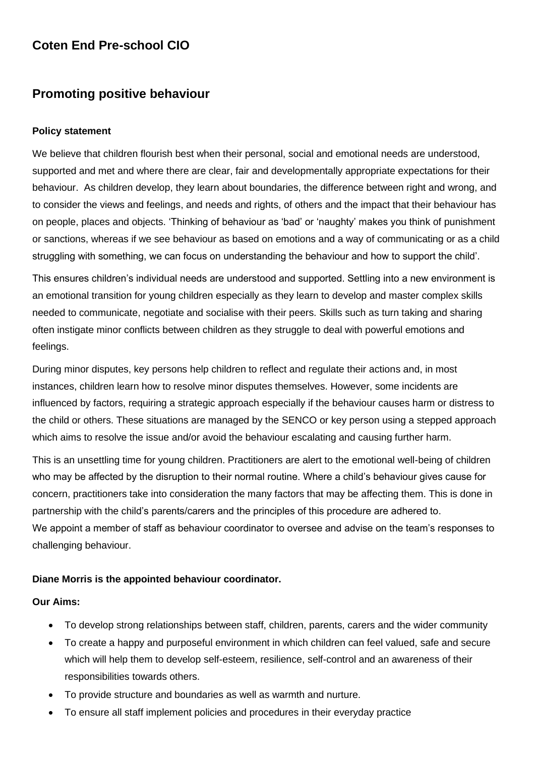# Coten End Pre-school CIO

## Promoting positive behaviour

**Policy statement**

We believe that children flourish best when their personal, social and emotional needs are understood, supported and met and where there are clear, fair and developmentally appropriate expectations for their behaviour. As children develop, they learn about boundaries, the difference between right and wrong, and to consider the views and feelings, and needs and rights, of others and the impact that their behaviour has on people, places and objects. 'Thinking of behaviour as 'bad' or 'naughty' makes you think of punishment or sanctions, whereas if we see behaviour as based on emotions and a way of communicating or as a child struggling with something, we can focus on understanding the behaviour and how to support the child'.

This ensures children's individual needs are understood and supported. Settling into a new environment is an emotional transition for young children especially as they learn to develop and master complex skills needed to communicate, negotiate and socialise with their peers. Skills such as turn taking and sharing often instigate minor conflicts between children as they struggle to deal with powerful emotions and feelings.

During minor disputes, key persons help children to reflect and regulate their actions and, in most instances, children learn how to resolve minor disputes themselves. However, some incidents are influenced by factors, requiring a strategic approach especially if the behaviour causes harm or distress to the child or others. These situations are managed by the SENCO or key person using a stepped approach which aims to resolve the issue and/or avoid the behaviour escalating and causing further harm.

This is an unsettling time for young children. Practitioners are alert to the emotional well-being of children who may be affected by the disruption to their normal routine. Where a child's behaviour gives cause for concern, practitioners take into consideration the many factors that may be affecting them. This is done in partnership with the child's parents/carers and the principles of this procedure are adhered to.
We appoint a member of staff as behaviour coordinator to oversee and advise on the team's responses to challenging behaviour.

**Diane Morris is the appointed behaviour coordinator.**

**Our Aims:**

- To develop strong relationships between staff, children, parents, carers and the wider community
- To create a happy and purposeful environment in which children can feel valued, safe and secure which will help them to develop self-esteem, resilience, self-control and an awareness of their responsibilities towards others.
- To provide structure and boundaries as well as warmth and nurture.
- To ensure all staff implement policies and procedures in their everyday practice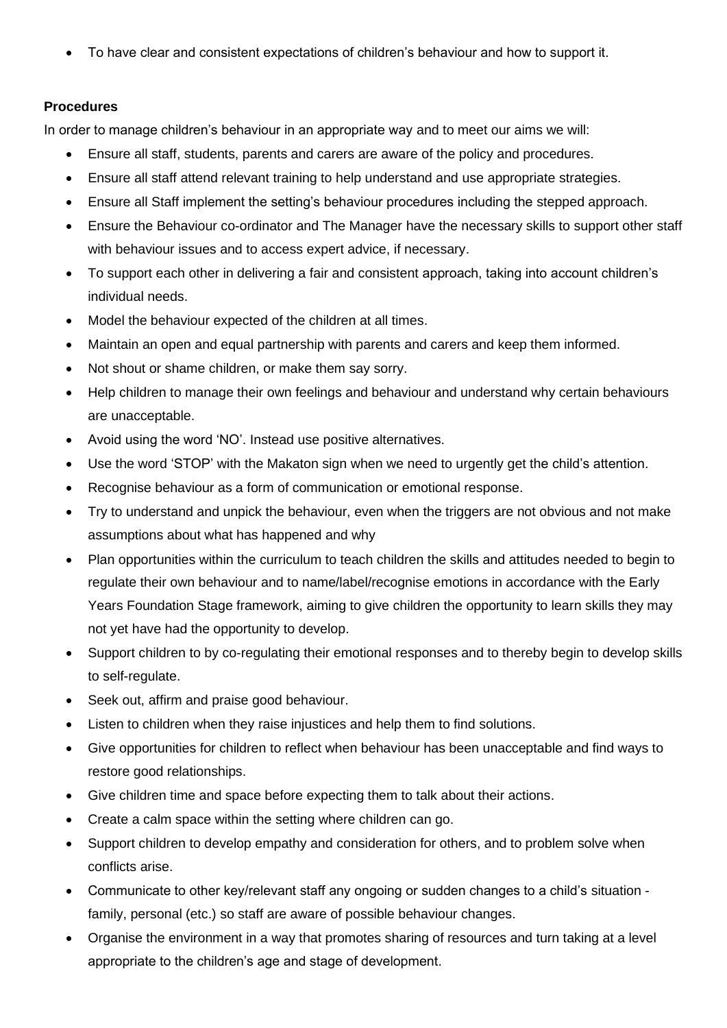- To have clear and consistent expectations of children's behaviour and how to support it.

**Procedures**

In order to manage children's behaviour in an appropriate way and to meet our aims we will:

- Ensure all staff, students, parents and carers are aware of the policy and procedures.
- Ensure all staff attend relevant training to help understand and use appropriate strategies.
- Ensure all Staff implement the setting's behaviour procedures including the stepped approach.
- Ensure the Behaviour co-ordinator and The Manager have the necessary skills to support other staff with behaviour issues and to access expert advice, if necessary.
- To support each other in delivering a fair and consistent approach, taking into account children's individual needs.
- Model the behaviour expected of the children at all times.
- Maintain an open and equal partnership with parents and carers and keep them informed.
- Not shout or shame children, or make them say sorry.
- Help children to manage their own feelings and behaviour and understand why certain behaviours are unacceptable.
- Avoid using the word 'NO'. Instead use positive alternatives.
- Use the word 'STOP' with the Makaton sign when we need to urgently get the child's attention.
- Recognise behaviour as a form of communication or emotional response.
- Try to understand and unpick the behaviour, even when the triggers are not obvious and not make assumptions about what has happened and why
- Plan opportunities within the curriculum to teach children the skills and attitudes needed to begin to regulate their own behaviour and to name/label/recognise emotions in accordance with the Early Years Foundation Stage framework, aiming to give children the opportunity to learn skills they may not yet have had the opportunity to develop.
- Support children to by co-regulating their emotional responses and to thereby begin to develop skills to self-regulate.
- Seek out, affirm and praise good behaviour.
- Listen to children when they raise injustices and help them to find solutions.
- Give opportunities for children to reflect when behaviour has been unacceptable and find ways to restore good relationships.
- Give children time and space before expecting them to talk about their actions.
- Create a calm space within the setting where children can go.
- Support children to develop empathy and consideration for others, and to problem solve when conflicts arise.
- Communicate to other key/relevant staff any ongoing or sudden changes to a child's situation - family, personal (etc.) so staff are aware of possible behaviour changes.
- Organise the environment in a way that promotes sharing of resources and turn taking at a level appropriate to the children's age and stage of development.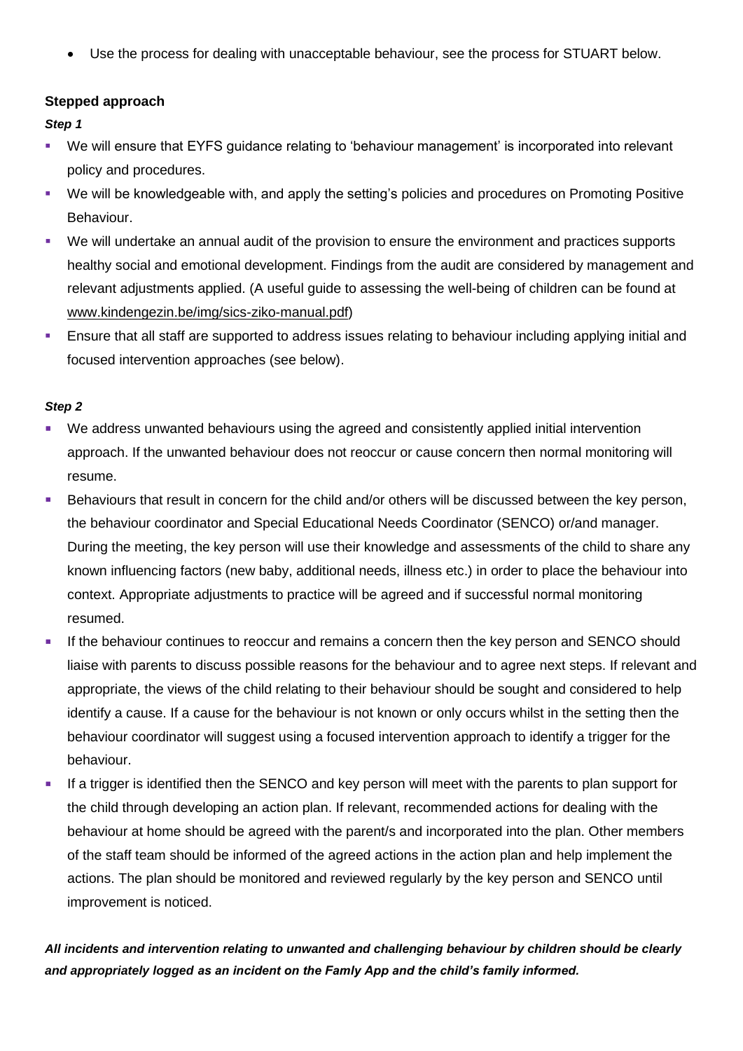- Use the process for dealing with unacceptable behaviour, see the process for STUART below.

**Stepped approach**

***Step 1***

- We will ensure that EYFS guidance relating to 'behaviour management' is incorporated into relevant policy and procedures.
- We will be knowledgeable with, and apply the setting's policies and procedures on Promoting Positive Behaviour.
- We will undertake an annual audit of the provision to ensure the environment and practices supports healthy social and emotional development. Findings from the audit are considered by management and relevant adjustments applied. (A useful guide to assessing the well-being of children can be found at www.kindengezin.be/img/sics-ziko-manual.pdf)
- Ensure that all staff are supported to address issues relating to behaviour including applying initial and focused intervention approaches (see below).

***Step 2***

- We address unwanted behaviours using the agreed and consistently applied initial intervention approach. If the unwanted behaviour does not reoccur or cause concern then normal monitoring will resume.
- Behaviours that result in concern for the child and/or others will be discussed between the key person, the behaviour coordinator and Special Educational Needs Coordinator (SENCO) or/and manager. During the meeting, the key person will use their knowledge and assessments of the child to share any known influencing factors (new baby, additional needs, illness etc.) in order to place the behaviour into context. Appropriate adjustments to practice will be agreed and if successful normal monitoring resumed.
- If the behaviour continues to reoccur and remains a concern then the key person and SENCO should liaise with parents to discuss possible reasons for the behaviour and to agree next steps. If relevant and appropriate, the views of the child relating to their behaviour should be sought and considered to help identify a cause. If a cause for the behaviour is not known or only occurs whilst in the setting then the behaviour coordinator will suggest using a focused intervention approach to identify a trigger for the behaviour.
- If a trigger is identified then the SENCO and key person will meet with the parents to plan support for the child through developing an action plan. If relevant, recommended actions for dealing with the behaviour at home should be agreed with the parent/s and incorporated into the plan. Other members of the staff team should be informed of the agreed actions in the action plan and help implement the actions. The plan should be monitored and reviewed regularly by the key person and SENCO until improvement is noticed.

***All incidents and intervention relating to unwanted and challenging behaviour by children should be clearly and appropriately logged as an incident on the Famly App and the child's family informed.***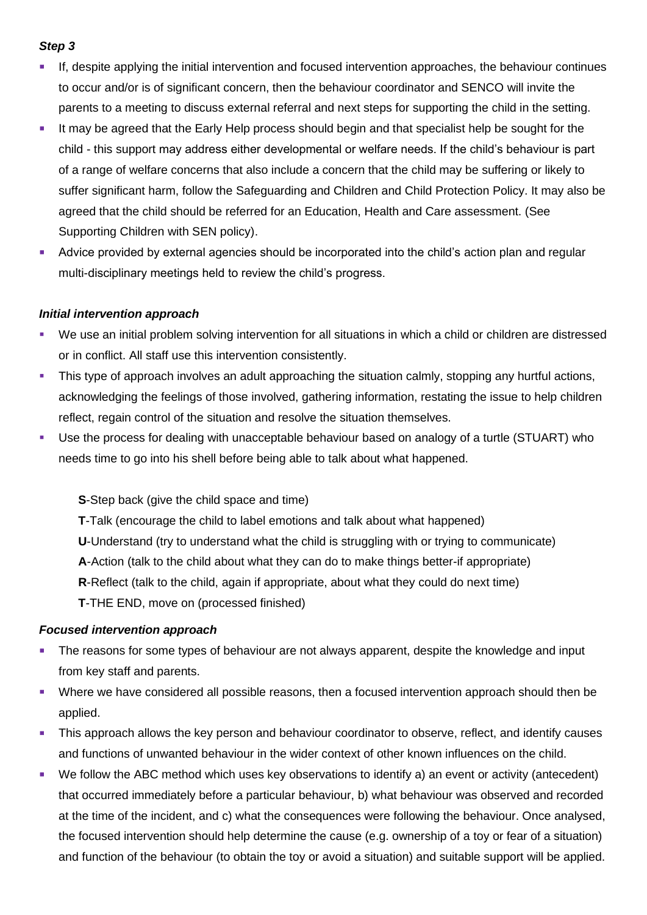### *Step 3*

- If, despite applying the initial intervention and focused intervention approaches, the behaviour continues to occur and/or is of significant concern, then the behaviour coordinator and SENCO will invite the parents to a meeting to discuss external referral and next steps for supporting the child in the setting.
- It may be agreed that the Early Help process should begin and that specialist help be sought for the child - this support may address either developmental or welfare needs. If the child's behaviour is part of a range of welfare concerns that also include a concern that the child may be suffering or likely to suffer significant harm, follow the Safeguarding and Children and Child Protection Policy. It may also be agreed that the child should be referred for an Education, Health and Care assessment. (See Supporting Children with SEN policy).
- Advice provided by external agencies should be incorporated into the child's action plan and regular multi-disciplinary meetings held to review the child's progress.

### *Initial intervention approach*

- We use an initial problem solving intervention for all situations in which a child or children are distressed or in conflict. All staff use this intervention consistently.
- This type of approach involves an adult approaching the situation calmly, stopping any hurtful actions, acknowledging the feelings of those involved, gathering information, restating the issue to help children reflect, regain control of the situation and resolve the situation themselves.
- Use the process for dealing with unacceptable behaviour based on analogy of a turtle (STUART) who needs time to go into his shell before being able to talk about what happened.

  **S**-Step back (give the child space and time)
  **T**-Talk (encourage the child to label emotions and talk about what happened)
  **U**-Understand (try to understand what the child is struggling with or trying to communicate)
  **A**-Action (talk to the child about what they can do to make things better-if appropriate)
  **R**-Reflect (talk to the child, again if appropriate, about what they could do next time)
  **T**-THE END, move on (processed finished)

### *Focused intervention approach*

- The reasons for some types of behaviour are not always apparent, despite the knowledge and input from key staff and parents.
- Where we have considered all possible reasons, then a focused intervention approach should then be applied.
- This approach allows the key person and behaviour coordinator to observe, reflect, and identify causes and functions of unwanted behaviour in the wider context of other known influences on the child.
- We follow the ABC method which uses key observations to identify a) an event or activity (antecedent) that occurred immediately before a particular behaviour, b) what behaviour was observed and recorded at the time of the incident, and c) what the consequences were following the behaviour. Once analysed, the focused intervention should help determine the cause (e.g. ownership of a toy or fear of a situation) and function of the behaviour (to obtain the toy or avoid a situation) and suitable support will be applied.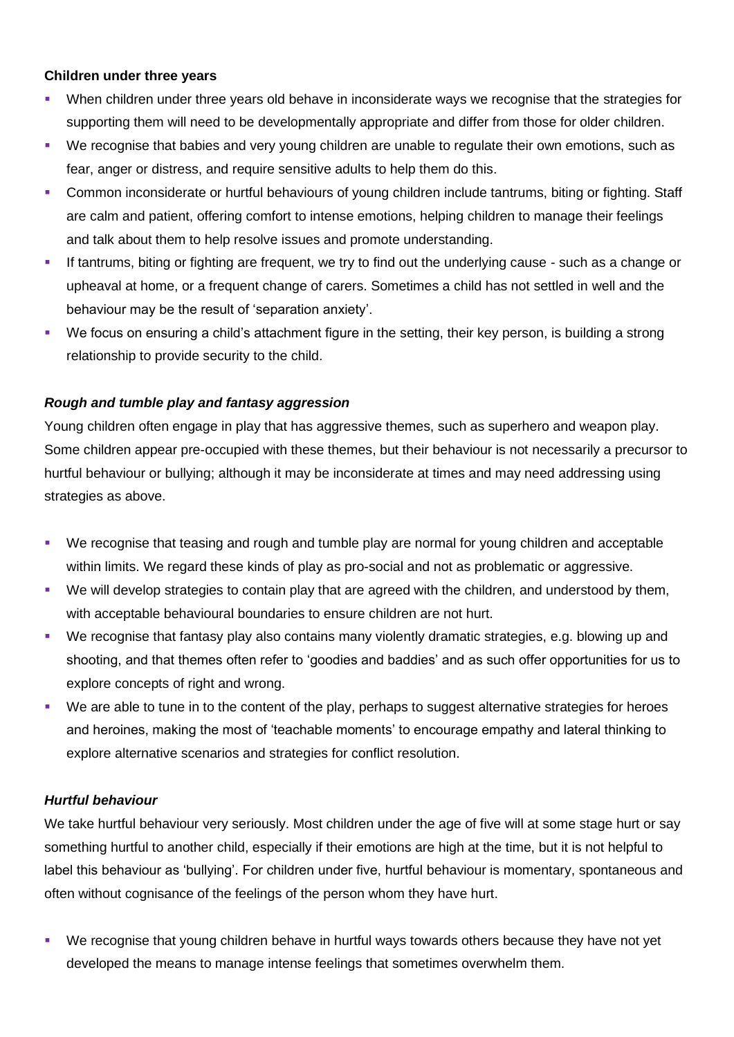**Children under three years**

- When children under three years old behave in inconsiderate ways we recognise that the strategies for supporting them will need to be developmentally appropriate and differ from those for older children.
- We recognise that babies and very young children are unable to regulate their own emotions, such as fear, anger or distress, and require sensitive adults to help them do this.
- Common inconsiderate or hurtful behaviours of young children include tantrums, biting or fighting. Staff are calm and patient, offering comfort to intense emotions, helping children to manage their feelings and talk about them to help resolve issues and promote understanding.
- If tantrums, biting or fighting are frequent, we try to find out the underlying cause - such as a change or upheaval at home, or a frequent change of carers. Sometimes a child has not settled in well and the behaviour may be the result of 'separation anxiety'.
- We focus on ensuring a child's attachment figure in the setting, their key person, is building a strong relationship to provide security to the child.

***Rough and tumble play and fantasy aggression***

Young children often engage in play that has aggressive themes, such as superhero and weapon play. Some children appear pre-occupied with these themes, but their behaviour is not necessarily a precursor to hurtful behaviour or bullying; although it may be inconsiderate at times and may need addressing using strategies as above.

- We recognise that teasing and rough and tumble play are normal for young children and acceptable within limits. We regard these kinds of play as pro-social and not as problematic or aggressive.
- We will develop strategies to contain play that are agreed with the children, and understood by them, with acceptable behavioural boundaries to ensure children are not hurt.
- We recognise that fantasy play also contains many violently dramatic strategies, e.g. blowing up and shooting, and that themes often refer to 'goodies and baddies' and as such offer opportunities for us to explore concepts of right and wrong.
- We are able to tune in to the content of the play, perhaps to suggest alternative strategies for heroes and heroines, making the most of 'teachable moments' to encourage empathy and lateral thinking to explore alternative scenarios and strategies for conflict resolution.

***Hurtful behaviour***

We take hurtful behaviour very seriously. Most children under the age of five will at some stage hurt or say something hurtful to another child, especially if their emotions are high at the time, but it is not helpful to label this behaviour as 'bullying'. For children under five, hurtful behaviour is momentary, spontaneous and often without cognisance of the feelings of the person whom they have hurt.

- We recognise that young children behave in hurtful ways towards others because they have not yet developed the means to manage intense feelings that sometimes overwhelm them.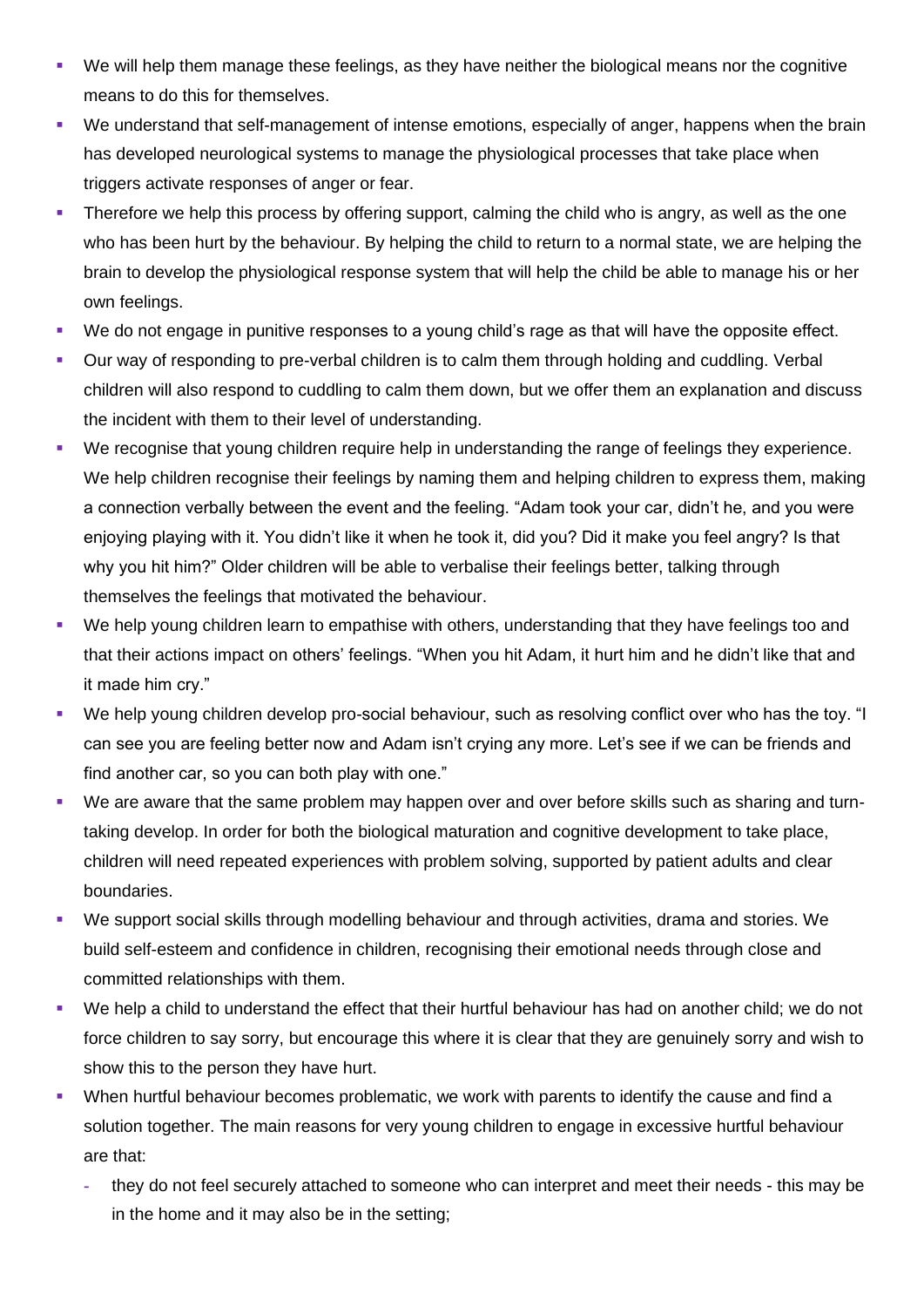- We will help them manage these feelings, as they have neither the biological means nor the cognitive means to do this for themselves.
- We understand that self-management of intense emotions, especially of anger, happens when the brain has developed neurological systems to manage the physiological processes that take place when triggers activate responses of anger or fear.
- Therefore we help this process by offering support, calming the child who is angry, as well as the one who has been hurt by the behaviour. By helping the child to return to a normal state, we are helping the brain to develop the physiological response system that will help the child be able to manage his or her own feelings.
- We do not engage in punitive responses to a young child's rage as that will have the opposite effect.
- Our way of responding to pre-verbal children is to calm them through holding and cuddling. Verbal children will also respond to cuddling to calm them down, but we offer them an explanation and discuss the incident with them to their level of understanding.
- We recognise that young children require help in understanding the range of feelings they experience. We help children recognise their feelings by naming them and helping children to express them, making a connection verbally between the event and the feeling. "Adam took your car, didn't he, and you were enjoying playing with it. You didn't like it when he took it, did you? Did it make you feel angry? Is that why you hit him?" Older children will be able to verbalise their feelings better, talking through themselves the feelings that motivated the behaviour.
- We help young children learn to empathise with others, understanding that they have feelings too and that their actions impact on others' feelings. "When you hit Adam, it hurt him and he didn't like that and it made him cry."
- We help young children develop pro-social behaviour, such as resolving conflict over who has the toy. "I can see you are feeling better now and Adam isn't crying any more. Let's see if we can be friends and find another car, so you can both play with one."
- We are aware that the same problem may happen over and over before skills such as sharing and turn-taking develop. In order for both the biological maturation and cognitive development to take place, children will need repeated experiences with problem solving, supported by patient adults and clear boundaries.
- We support social skills through modelling behaviour and through activities, drama and stories. We build self-esteem and confidence in children, recognising their emotional needs through close and committed relationships with them.
- We help a child to understand the effect that their hurtful behaviour has had on another child; we do not force children to say sorry, but encourage this where it is clear that they are genuinely sorry and wish to show this to the person they have hurt.
- When hurtful behaviour becomes problematic, we work with parents to identify the cause and find a solution together. The main reasons for very young children to engage in excessive hurtful behaviour are that:
  - they do not feel securely attached to someone who can interpret and meet their needs - this may be in the home and it may also be in the setting;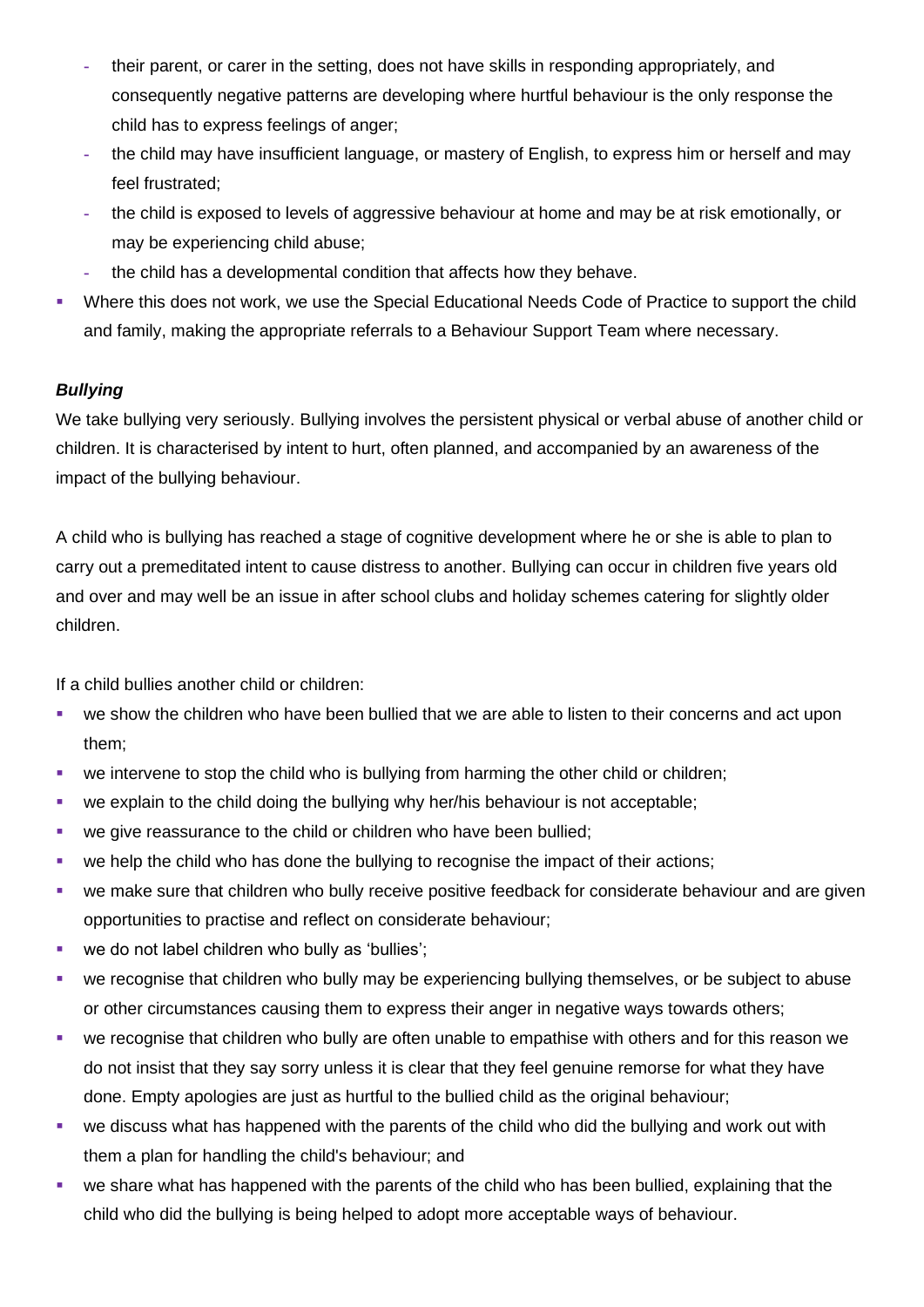- their parent, or carer in the setting, does not have skills in responding appropriately, and consequently negative patterns are developing where hurtful behaviour is the only response the child has to express feelings of anger;
  - the child may have insufficient language, or mastery of English, to express him or herself and may feel frustrated;
  - the child is exposed to levels of aggressive behaviour at home and may be at risk emotionally, or may be experiencing child abuse;
  - the child has a developmental condition that affects how they behave.
- Where this does not work, we use the Special Educational Needs Code of Practice to support the child and family, making the appropriate referrals to a Behaviour Support Team where necessary.

***Bullying***

We take bullying very seriously. Bullying involves the persistent physical or verbal abuse of another child or children. It is characterised by intent to hurt, often planned, and accompanied by an awareness of the impact of the bullying behaviour.

A child who is bullying has reached a stage of cognitive development where he or she is able to plan to carry out a premeditated intent to cause distress to another. Bullying can occur in children five years old and over and may well be an issue in after school clubs and holiday schemes catering for slightly older children.

If a child bullies another child or children:

- we show the children who have been bullied that we are able to listen to their concerns and act upon them;
- we intervene to stop the child who is bullying from harming the other child or children;
- we explain to the child doing the bullying why her/his behaviour is not acceptable;
- we give reassurance to the child or children who have been bullied;
- we help the child who has done the bullying to recognise the impact of their actions;
- we make sure that children who bully receive positive feedback for considerate behaviour and are given opportunities to practise and reflect on considerate behaviour;
- we do not label children who bully as 'bullies';
- we recognise that children who bully may be experiencing bullying themselves, or be subject to abuse or other circumstances causing them to express their anger in negative ways towards others;
- we recognise that children who bully are often unable to empathise with others and for this reason we do not insist that they say sorry unless it is clear that they feel genuine remorse for what they have done. Empty apologies are just as hurtful to the bullied child as the original behaviour;
- we discuss what has happened with the parents of the child who did the bullying and work out with them a plan for handling the child's behaviour; and
- we share what has happened with the parents of the child who has been bullied, explaining that the child who did the bullying is being helped to adopt more acceptable ways of behaviour.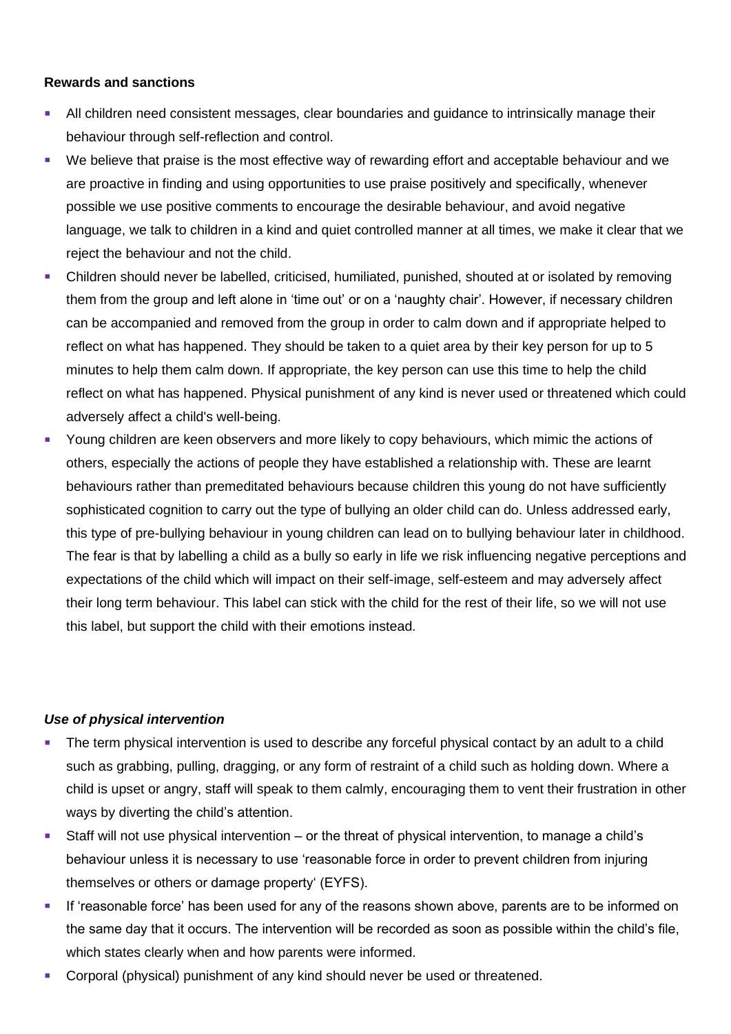**Rewards and sanctions**

- All children need consistent messages, clear boundaries and guidance to intrinsically manage their behaviour through self-reflection and control.
- We believe that praise is the most effective way of rewarding effort and acceptable behaviour and we are proactive in finding and using opportunities to use praise positively and specifically, whenever possible we use positive comments to encourage the desirable behaviour, and avoid negative language, we talk to children in a kind and quiet controlled manner at all times, we make it clear that we reject the behaviour and not the child.
- Children should never be labelled, criticised, humiliated, punished, shouted at or isolated by removing them from the group and left alone in 'time out' or on a 'naughty chair'. However, if necessary children can be accompanied and removed from the group in order to calm down and if appropriate helped to reflect on what has happened. They should be taken to a quiet area by their key person for up to 5 minutes to help them calm down. If appropriate, the key person can use this time to help the child reflect on what has happened. Physical punishment of any kind is never used or threatened which could adversely affect a child's well-being.
- Young children are keen observers and more likely to copy behaviours, which mimic the actions of others, especially the actions of people they have established a relationship with. These are learnt behaviours rather than premeditated behaviours because children this young do not have sufficiently sophisticated cognition to carry out the type of bullying an older child can do. Unless addressed early, this type of pre-bullying behaviour in young children can lead on to bullying behaviour later in childhood. The fear is that by labelling a child as a bully so early in life we risk influencing negative perceptions and expectations of the child which will impact on their self-image, self-esteem and may adversely affect their long term behaviour. This label can stick with the child for the rest of their life, so we will not use this label, but support the child with their emotions instead.

***Use of physical intervention***

- The term physical intervention is used to describe any forceful physical contact by an adult to a child such as grabbing, pulling, dragging, or any form of restraint of a child such as holding down. Where a child is upset or angry, staff will speak to them calmly, encouraging them to vent their frustration in other ways by diverting the child's attention.
- Staff will not use physical intervention – or the threat of physical intervention, to manage a child's behaviour unless it is necessary to use 'reasonable force in order to prevent children from injuring themselves or others or damage property' (EYFS).
- If 'reasonable force' has been used for any of the reasons shown above, parents are to be informed on the same day that it occurs. The intervention will be recorded as soon as possible within the child's file, which states clearly when and how parents were informed.
- Corporal (physical) punishment of any kind should never be used or threatened.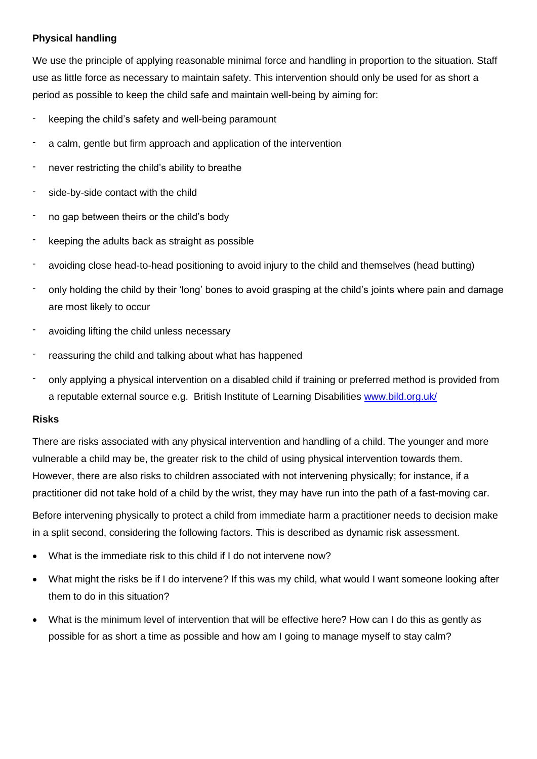**Physical handling**

We use the principle of applying reasonable minimal force and handling in proportion to the situation. Staff use as little force as necessary to maintain safety. This intervention should only be used for as short a period as possible to keep the child safe and maintain well-being by aiming for:

- keeping the child's safety and well-being paramount
- a calm, gentle but firm approach and application of the intervention
- never restricting the child's ability to breathe
- side-by-side contact with the child
- no gap between theirs or the child's body
- keeping the adults back as straight as possible
- avoiding close head-to-head positioning to avoid injury to the child and themselves (head butting)
- only holding the child by their 'long' bones to avoid grasping at the child's joints where pain and damage are most likely to occur
- avoiding lifting the child unless necessary
- reassuring the child and talking about what has happened
- only applying a physical intervention on a disabled child if training or preferred method is provided from a reputable external source e.g. British Institute of Learning Disabilities [www.bild.org.uk/](www.bild.org.uk/)

**Risks**

There are risks associated with any physical intervention and handling of a child. The younger and more vulnerable a child may be, the greater risk to the child of using physical intervention towards them. However, there are also risks to children associated with not intervening physically; for instance, if a practitioner did not take hold of a child by the wrist, they may have run into the path of a fast-moving car.

Before intervening physically to protect a child from immediate harm a practitioner needs to decision make in a split second, considering the following factors. This is described as dynamic risk assessment.

- What is the immediate risk to this child if I do not intervene now?
- What might the risks be if I do intervene? If this was my child, what would I want someone looking after them to do in this situation?
- What is the minimum level of intervention that will be effective here? How can I do this as gently as possible for as short a time as possible and how am I going to manage myself to stay calm?